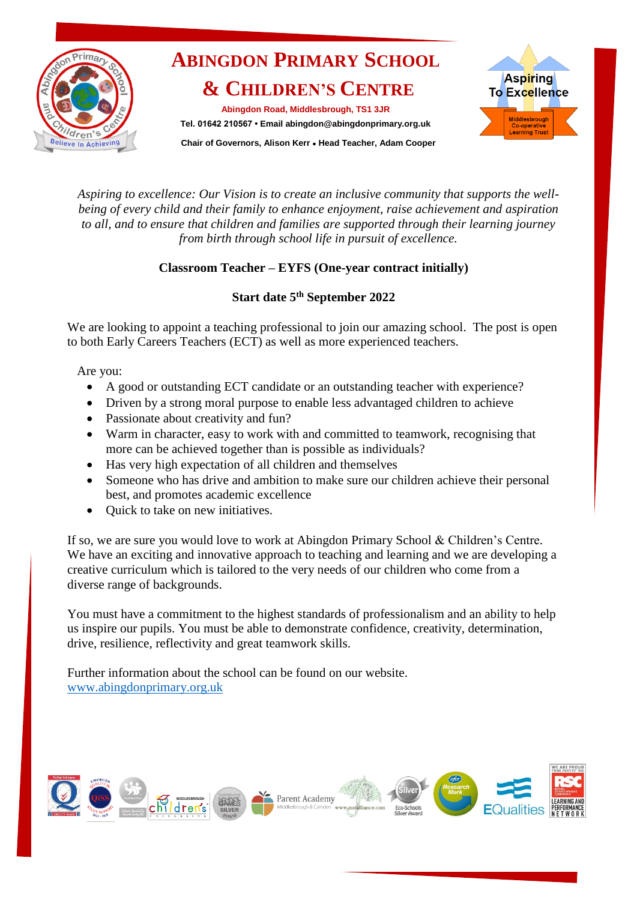# ABINGDON PRIMARY SCHOOL & CHILDREN'S CENTRE

**Abingdon Road, Middlesbrough, TS1 3JR**

**Tel. 01642 210567 • Email abingdon@abingdonprimary.org.uk**

**Chair of Governors, Alison Kerr • Head Teacher, Adam Cooper**

*Aspiring to excellence: Our Vision is to create an inclusive community that supports the well-being of every child and their family to enhance enjoyment, raise achievement and aspiration to all, and to ensure that children and families are supported through their learning journey from birth through school life in pursuit of excellence.*

## Classroom Teacher – EYFS (One-year contract initially)

### Start date 5th September 2022

We are looking to appoint a teaching professional to join our amazing school. The post is open to both Early Careers Teachers (ECT) as well as more experienced teachers.

Are you:

- A good or outstanding ECT candidate or an outstanding teacher with experience?
- Driven by a strong moral purpose to enable less advantaged children to achieve
- Passionate about creativity and fun?
- Warm in character, easy to work with and committed to teamwork, recognising that more can be achieved together than is possible as individuals?
- Has very high expectation of all children and themselves
- Someone who has drive and ambition to make sure our children achieve their personal best, and promotes academic excellence
- Quick to take on new initiatives.

If so, we are sure you would love to work at Abingdon Primary School & Children's Centre. We have an exciting and innovative approach to teaching and learning and we are developing a creative curriculum which is tailored to the very needs of our children who come from a diverse range of backgrounds.

You must have a commitment to the highest standards of professionalism and an ability to help us inspire our pupils. You must be able to demonstrate confidence, creativity, determination, drive, resilience, reflectivity and great teamwork skills.

Further information about the school can be found on our website.
www.abingdonprimary.org.uk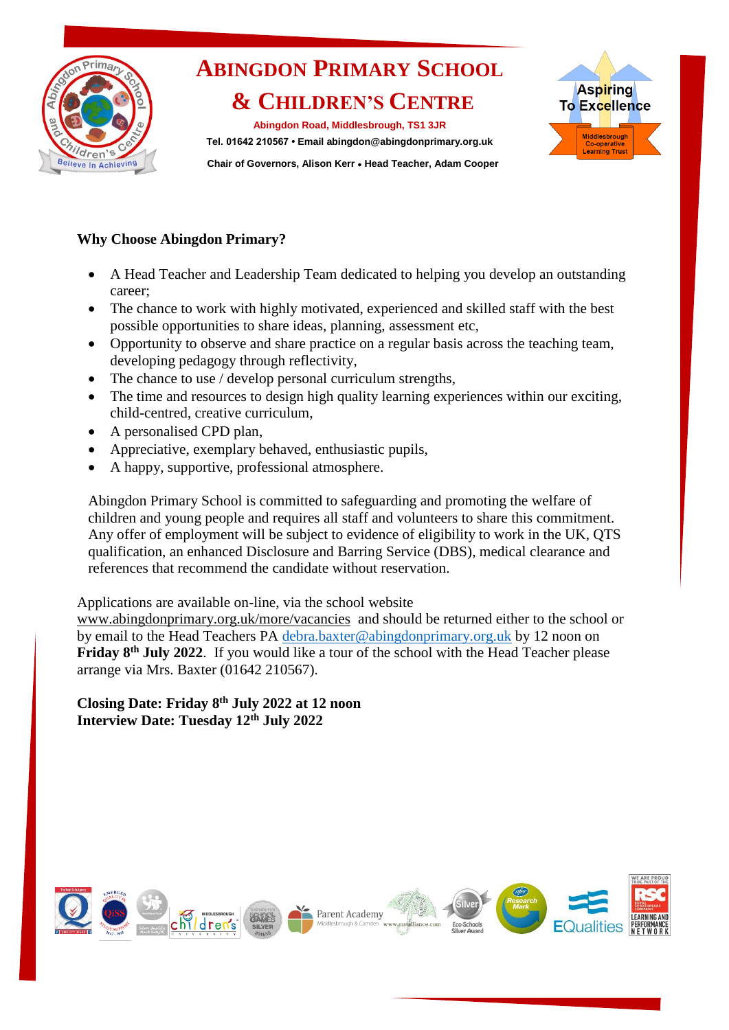# ABINGDON PRIMARY SCHOOL
# & CHILDREN'S CENTRE

**Abingdon Road, Middlesbrough, TS1 3JR**
**Tel. 01642 210567 • Email abingdon@abingdonprimary.org.uk**
**Chair of Governors, Alison Kerr • Head Teacher, Adam Cooper**

**Why Choose Abingdon Primary?**

- A Head Teacher and Leadership Team dedicated to helping you develop an outstanding career;
- The chance to work with highly motivated, experienced and skilled staff with the best possible opportunities to share ideas, planning, assessment etc,
- Opportunity to observe and share practice on a regular basis across the teaching team, developing pedagogy through reflectivity,
- The chance to use / develop personal curriculum strengths,
- The time and resources to design high quality learning experiences within our exciting, child-centred, creative curriculum,
- A personalised CPD plan,
- Appreciative, exemplary behaved, enthusiastic pupils,
- A happy, supportive, professional atmosphere.

Abingdon Primary School is committed to safeguarding and promoting the welfare of children and young people and requires all staff and volunteers to share this commitment. Any offer of employment will be subject to evidence of eligibility to work in the UK, QTS qualification, an enhanced Disclosure and Barring Service (DBS), medical clearance and references that recommend the candidate without reservation.

Applications are available on-line, via the school website www.abingdonprimary.org.uk/more/vacancies and should be returned either to the school or by email to the Head Teachers PA debra.baxter@abingdonprimary.org.uk by 12 noon on **Friday 8th July 2022**. If you would like a tour of the school with the Head Teacher please arrange via Mrs. Baxter (01642 210567).

**Closing Date: Friday 8th July 2022 at 12 noon**
**Interview Date: Tuesday 12th July 2022**